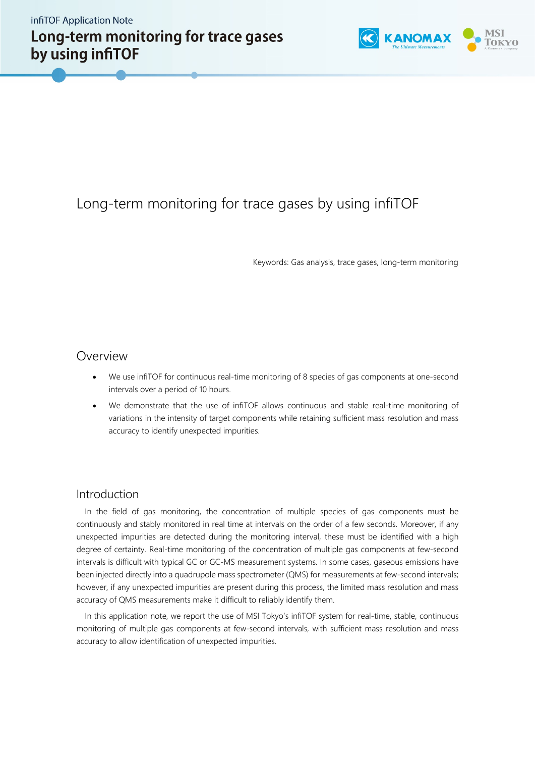# Long-term monitoring for trace gases by using infiTOF

Keywords: Gas analysis, trace gases, long-term monitoring

## Overview

- We use infiTOF for continuous real-time monitoring of 8 species of gas components at one-second intervals over a period of 10 hours.
- We demonstrate that the use of infiTOF allows continuous and stable real-time monitoring of variations in the intensity of target components while retaining sufficient mass resolution and mass accuracy to identify unexpected impurities.

## Introduction

In the field of gas monitoring, the concentration of multiple species of gas components must be continuously and stably monitored in real time at intervals on the order of a few seconds. Moreover, if any unexpected impurities are detected during the monitoring interval, these must be identified with a high degree of certainty. Real-time monitoring of the concentration of multiple gas components at few-second intervals is difficult with typical GC or GC-MS measurement systems. In some cases, gaseous emissions have been injected directly into a quadrupole mass spectrometer (QMS) for measurements at few-second intervals; however, if any unexpected impurities are present during this process, the limited mass resolution and mass accuracy of QMS measurements make it difficult to reliably identify them.

In this application note, we report the use of MSI Tokyo's infiTOF system for real-time, stable, continuous monitoring of multiple gas components at few-second intervals, with sufficient mass resolution and mass accuracy to allow identification of unexpected impurities.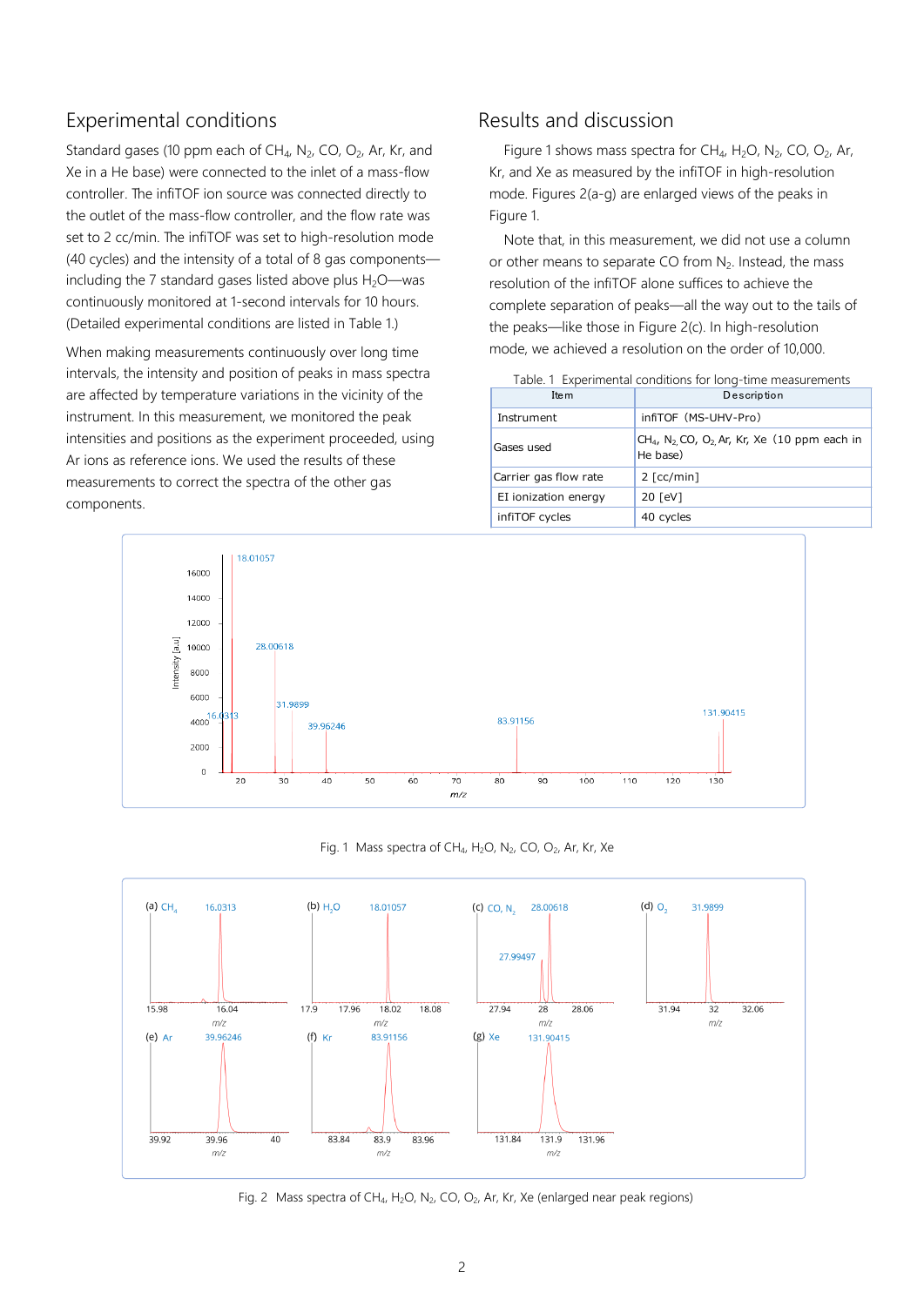## Experimental conditions

Standard gases (10 ppm each of $CH_4$, $N_2$, CO, $O_2$, Ar, Kr, and Xe in a He base) were connected to the inlet of a mass-flow controller. The infiTOF ion source was connected directly to the outlet of the mass-flow controller, and the flow rate was set to 2 cc/min. The infiTOF was set to high-resolution mode (40 cycles) and the intensity of a total of 8 gas components—including the 7 standard gases listed above plus $H_2O$—was continuously monitored at 1-second intervals for 10 hours. (Detailed experimental conditions are listed in Table 1.)

When making measurements continuously over long time intervals, the intensity and position of peaks in mass spectra are affected by temperature variations in the vicinity of the instrument. In this measurement, we monitored the peak intensities and positions as the experiment proceeded, using Ar ions as reference ions. We used the results of these measurements to correct the spectra of the other gas components.

## Results and discussion

Figure 1 shows mass spectra for $CH_4$, $H_2O$, $N_2$, CO, $O_2$, Ar, Kr, and Xe as measured by the infiTOF in high-resolution mode. Figures 2(a-g) are enlarged views of the peaks in Figure 1.

Note that, in this measurement, we did not use a column or other means to separate CO from $N_2$. Instead, the mass resolution of the infiTOF alone suffices to achieve the complete separation of peaks—all the way out to the tails of the peaks—like those in Figure 2(c). In high-resolution mode, we achieved a resolution on the order of 10,000.

Table. 1 Experimental conditions for long-time measurements

| Item | Description |
|---|---|
| Instrument | infiTOF (MS-UHV-Pro) |
| Gases used | $CH_4$, $N_2$, CO, $O_2$, Ar, Kr, Xe (10 ppm each in He base) |
| Carrier gas flow rate | 2 [cc/min] |
| EI ionization energy | 20 [eV] |
| infiTOF cycles | 40 cycles |

Fig. 1 Mass spectra of $CH_4$, $H_2O$, $N_2$, CO, $O_2$, Ar, Kr, Xe

Fig. 2 Mass spectra of $CH_4$, $H_2O$, $N_2$, CO, $O_2$, Ar, Kr, Xe (enlarged near peak regions)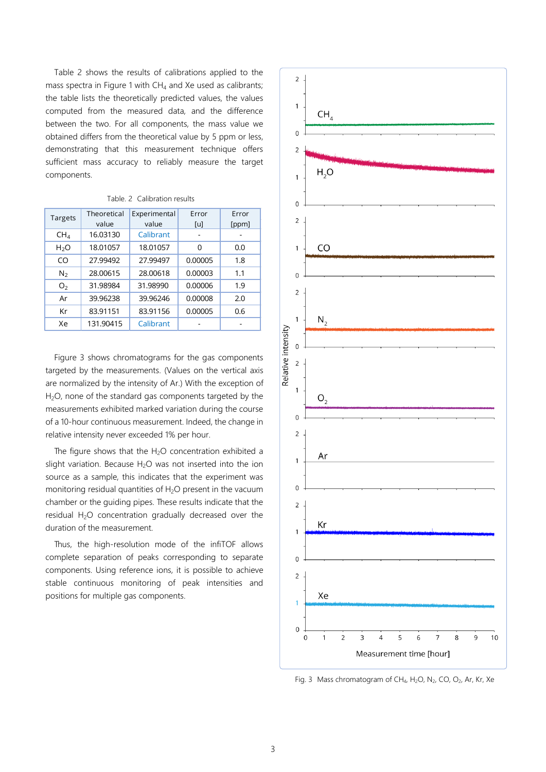Table 2 shows the results of calibrations applied to the mass spectra in Figure 1 with $CH_4$ and Xe used as calibrants; the table lists the theoretically predicted values, the values computed from the measured data, and the difference between the two. For all components, the mass value we obtained differs from the theoretical value by 5 ppm or less, demonstrating that this measurement technique offers sufficient mass accuracy to reliably measure the target components.

Table. 2 Calibration results

| Targets | Theoretical value | Experimental value | Error [u] | Error [ppm] |
|---|---|---|---|---|
| $CH_4$ | 16.03130 | Calibrant | - | - |
| $H_2O$ | 18.01057 | 18.01057 | 0 | 0.0 |
| CO | 27.99492 | 27.99497 | 0.00005 | 1.8 |
| $N_2$ | 28.00615 | 28.00618 | 0.00003 | 1.1 |
| $O_2$ | 31.98984 | 31.98990 | 0.00006 | 1.9 |
| Ar | 39.96238 | 39.96246 | 0.00008 | 2.0 |
| Kr | 83.91151 | 83.91156 | 0.00005 | 0.6 |
| Xe | 131.90415 | Calibrant | - | - |

Figure 3 shows chromatograms for the gas components targeted by the measurements. (Values on the vertical axis are normalized by the intensity of Ar.) With the exception of $H_2O$, none of the standard gas components targeted by the measurements exhibited marked variation during the course of a 10-hour continuous measurement. Indeed, the change in relative intensity never exceeded 1% per hour.

The figure shows that the $H_2O$ concentration exhibited a slight variation. Because $H_2O$ was not inserted into the ion source as a sample, this indicates that the experiment was monitoring residual quantities of $H_2O$ present in the vacuum chamber or the guiding pipes. These results indicate that the residual $H_2O$ concentration gradually decreased over the duration of the measurement.

Thus, the high-resolution mode of the infiTOF allows complete separation of peaks corresponding to separate components. Using reference ions, it is possible to achieve stable continuous monitoring of peak intensities and positions for multiple gas components.

Fig. 3 Mass chromatogram of $CH_4$, $H_2O$, $N_2$, CO, $O_2$, Ar, Kr, Xe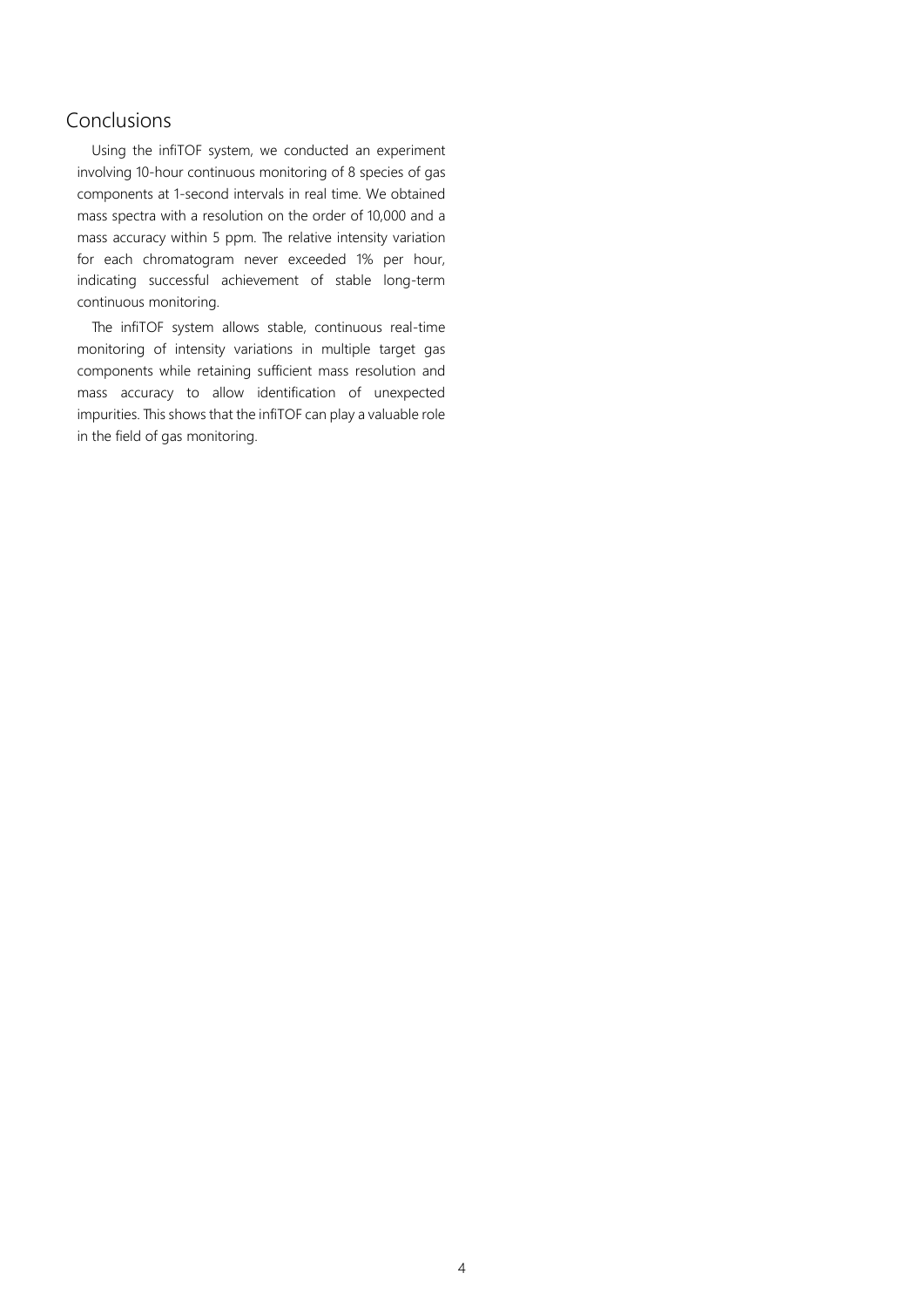## Conclusions

Using the infiTOF system, we conducted an experiment involving 10-hour continuous monitoring of 8 species of gas components at 1-second intervals in real time. We obtained mass spectra with a resolution on the order of 10,000 and a mass accuracy within 5 ppm. The relative intensity variation for each chromatogram never exceeded 1% per hour, indicating successful achievement of stable long-term continuous monitoring.

The infiTOF system allows stable, continuous real-time monitoring of intensity variations in multiple target gas components while retaining sufficient mass resolution and mass accuracy to allow identification of unexpected impurities. This shows that the infiTOF can play a valuable role in the field of gas monitoring.